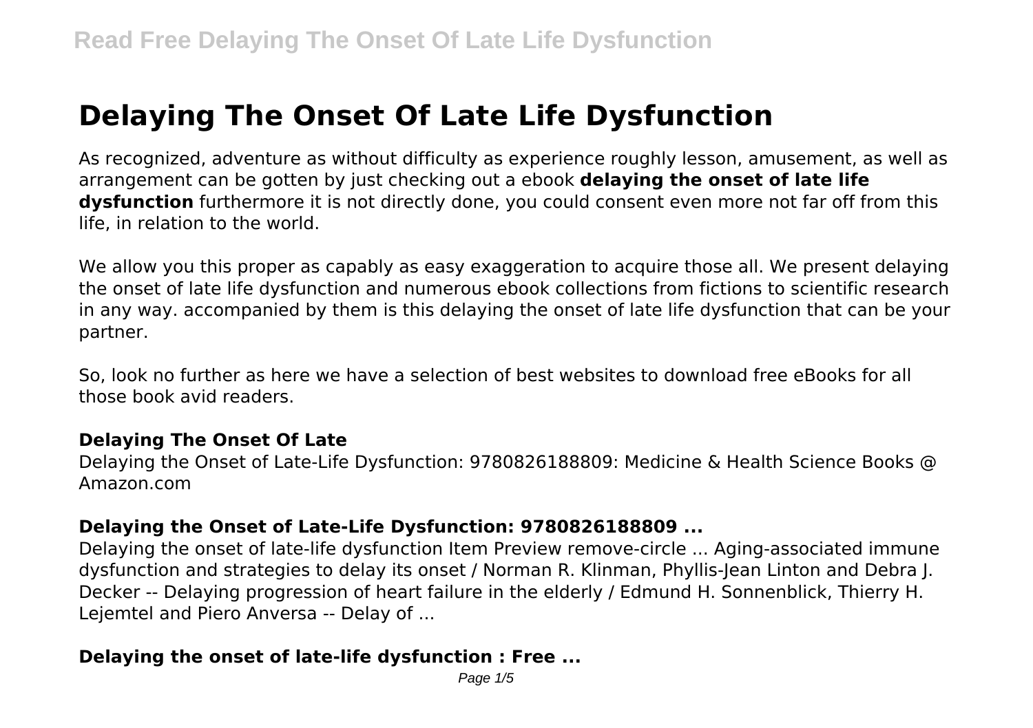# Delaying The Onset Of Late Life Dysfunction

As recognized, adventure as without difficulty as experience roughly lesson, amusement, as well as arrangement can be gotten by just checking out a ebook **delaying the onset of late life dysfunction** furthermore it is not directly done, you could consent even more not far off from this life, in relation to the world.

We allow you this proper as capably as easy exaggeration to acquire those all. We present delaying the onset of late life dysfunction and numerous ebook collections from fictions to scientific research in any way. accompanied by them is this delaying the onset of late life dysfunction that can be your partner.

So, look no further as here we have a selection of best websites to download free eBooks for all those book avid readers.

### Delaying The Onset Of Late

Delaying the Onset of Late-Life Dysfunction: 9780826188809: Medicine & Health Science Books @ Amazon.com

### Delaying the Onset of Late-Life Dysfunction: 9780826188809 ...

Delaying the onset of late-life dysfunction Item Preview remove-circle ... Aging-associated immune dysfunction and strategies to delay its onset / Norman R. Klinman, Phyllis-Jean Linton and Debra J. Decker -- Delaying progression of heart failure in the elderly / Edmund H. Sonnenblick, Thierry H. Lejemtel and Piero Anversa -- Delay of ...

### Delaying the onset of late-life dysfunction : Free ...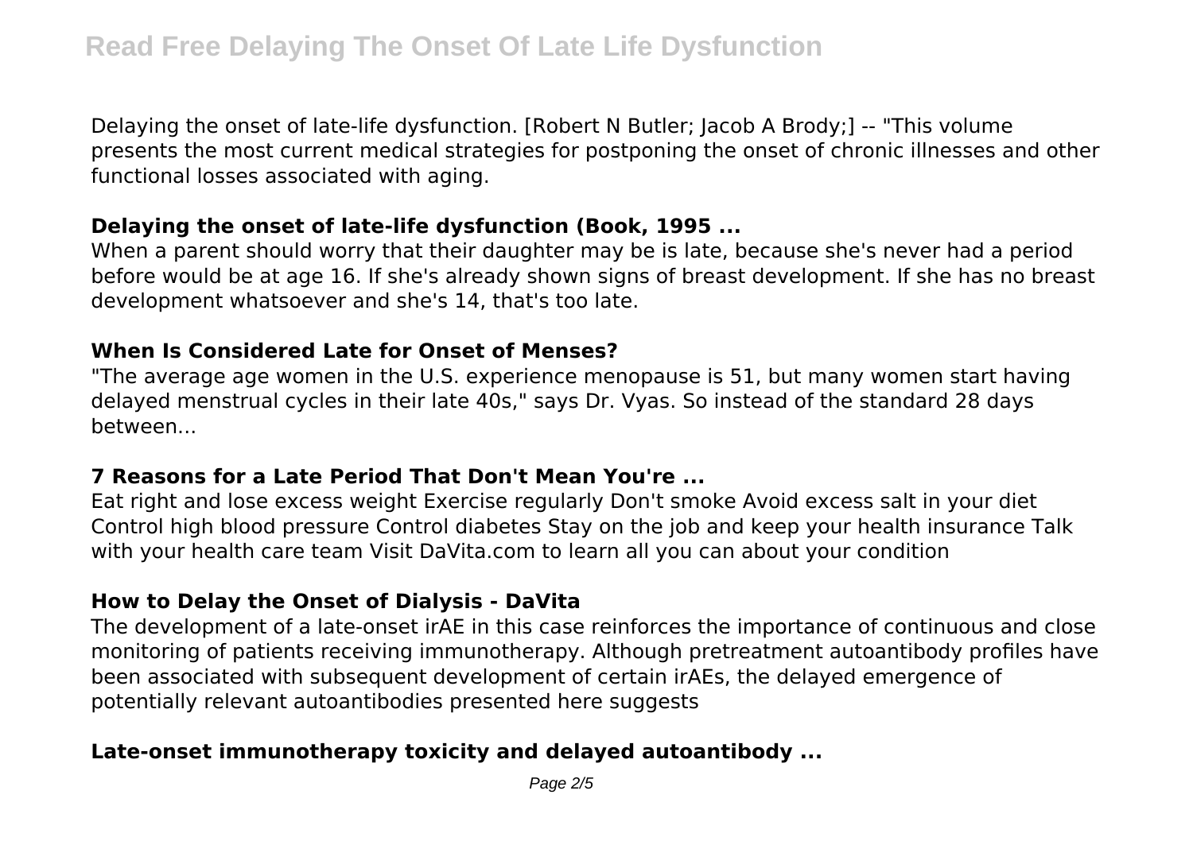Delaying the onset of late-life dysfunction. [Robert N Butler; Jacob A Brody;] -- "This volume presents the most current medical strategies for postponing the onset of chronic illnesses and other functional losses associated with aging.

### Delaying the onset of late-life dysfunction (Book, 1995 ...

When a parent should worry that their daughter may be is late, because she's never had a period before would be at age 16. If she's already shown signs of breast development. If she has no breast development whatsoever and she's 14, that's too late.

### When Is Considered Late for Onset of Menses?

"The average age women in the U.S. experience menopause is 51, but many women start having delayed menstrual cycles in their late 40s," says Dr. Vyas. So instead of the standard 28 days between...

### 7 Reasons for a Late Period That Don't Mean You're ...

Eat right and lose excess weight Exercise regularly Don't smoke Avoid excess salt in your diet Control high blood pressure Control diabetes Stay on the job and keep your health insurance Talk with your health care team Visit DaVita.com to learn all you can about your condition

### How to Delay the Onset of Dialysis - DaVita

The development of a late-onset irAE in this case reinforces the importance of continuous and close monitoring of patients receiving immunotherapy. Although pretreatment autoantibody profiles have been associated with subsequent development of certain irAEs, the delayed emergence of potentially relevant autoantibodies presented here suggests

### Late-onset immunotherapy toxicity and delayed autoantibody ...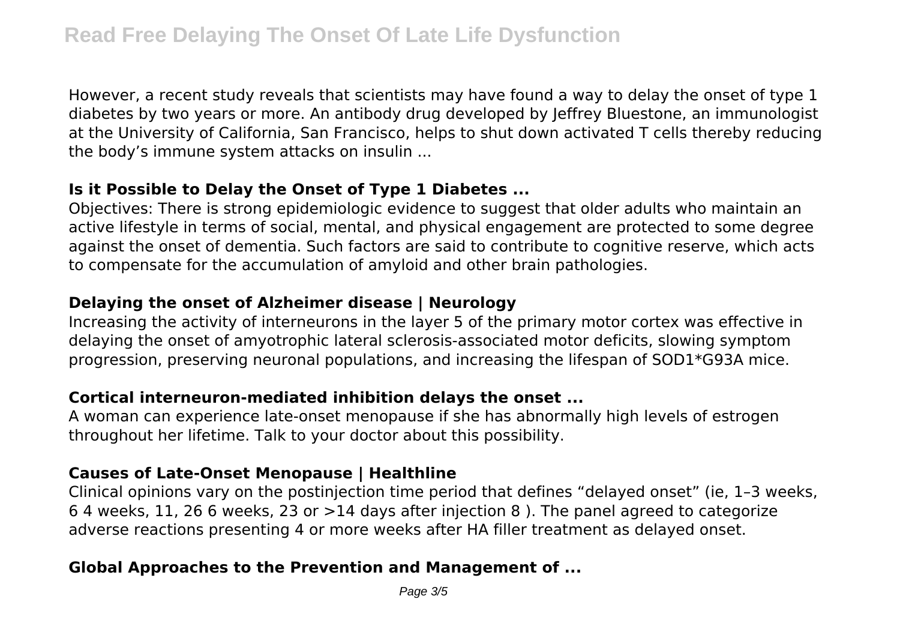However, a recent study reveals that scientists may have found a way to delay the onset of type 1 diabetes by two years or more. An antibody drug developed by Jeffrey Bluestone, an immunologist at the University of California, San Francisco, helps to shut down activated T cells thereby reducing the body's immune system attacks on insulin ...

### Is it Possible to Delay the Onset of Type 1 Diabetes ...

Objectives: There is strong epidemiologic evidence to suggest that older adults who maintain an active lifestyle in terms of social, mental, and physical engagement are protected to some degree against the onset of dementia. Such factors are said to contribute to cognitive reserve, which acts to compensate for the accumulation of amyloid and other brain pathologies.

### Delaying the onset of Alzheimer disease | Neurology

Increasing the activity of interneurons in the layer 5 of the primary motor cortex was effective in delaying the onset of amyotrophic lateral sclerosis-associated motor deficits, slowing symptom progression, preserving neuronal populations, and increasing the lifespan of SOD1*G93A mice.

### Cortical interneuron-mediated inhibition delays the onset ...

A woman can experience late-onset menopause if she has abnormally high levels of estrogen throughout her lifetime. Talk to your doctor about this possibility.

### Causes of Late-Onset Menopause | Healthline

Clinical opinions vary on the postinjection time period that defines "delayed onset" (ie, 1–3 weeks, 6 4 weeks, 11, 26 6 weeks, 23 or >14 days after injection 8 ). The panel agreed to categorize adverse reactions presenting 4 or more weeks after HA filler treatment as delayed onset.

### Global Approaches to the Prevention and Management of ...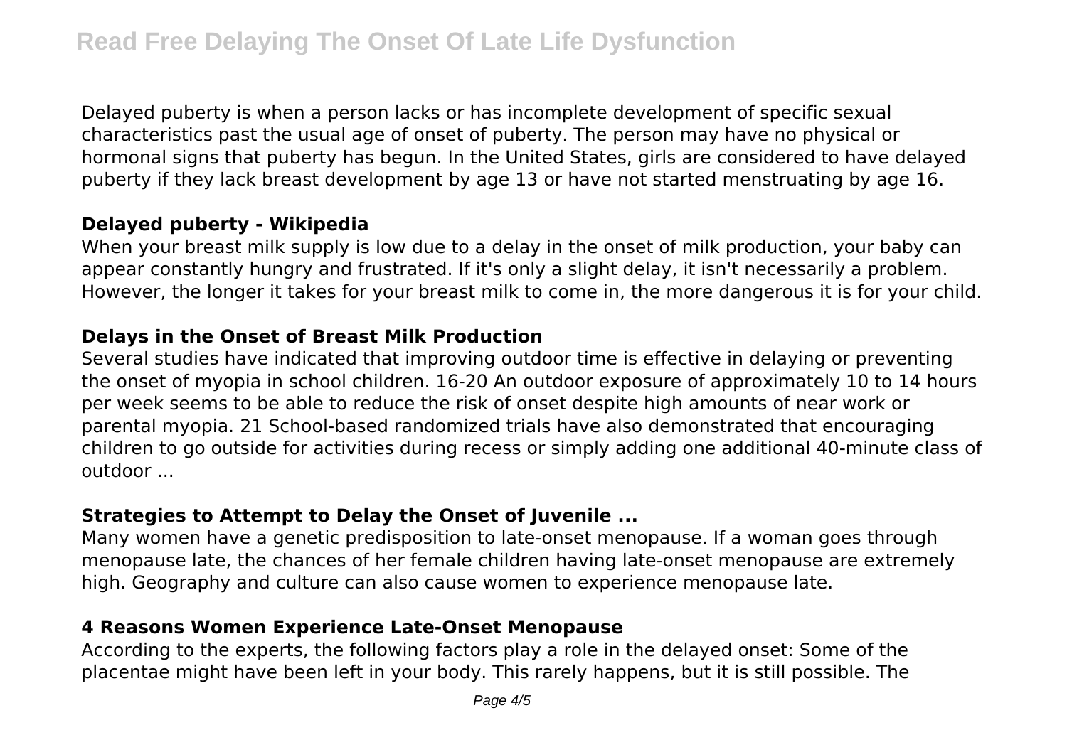Delayed puberty is when a person lacks or has incomplete development of specific sexual characteristics past the usual age of onset of puberty. The person may have no physical or hormonal signs that puberty has begun. In the United States, girls are considered to have delayed puberty if they lack breast development by age 13 or have not started menstruating by age 16.

### Delayed puberty - Wikipedia

When your breast milk supply is low due to a delay in the onset of milk production, your baby can appear constantly hungry and frustrated. If it's only a slight delay, it isn't necessarily a problem. However, the longer it takes for your breast milk to come in, the more dangerous it is for your child.

### Delays in the Onset of Breast Milk Production

Several studies have indicated that improving outdoor time is effective in delaying or preventing the onset of myopia in school children. 16-20 An outdoor exposure of approximately 10 to 14 hours per week seems to be able to reduce the risk of onset despite high amounts of near work or parental myopia. 21 School-based randomized trials have also demonstrated that encouraging children to go outside for activities during recess or simply adding one additional 40-minute class of outdoor ...

### Strategies to Attempt to Delay the Onset of Juvenile ...

Many women have a genetic predisposition to late-onset menopause. If a woman goes through menopause late, the chances of her female children having late-onset menopause are extremely high. Geography and culture can also cause women to experience menopause late.

### 4 Reasons Women Experience Late-Onset Menopause

According to the experts, the following factors play a role in the delayed onset: Some of the placentae might have been left in your body. This rarely happens, but it is still possible. The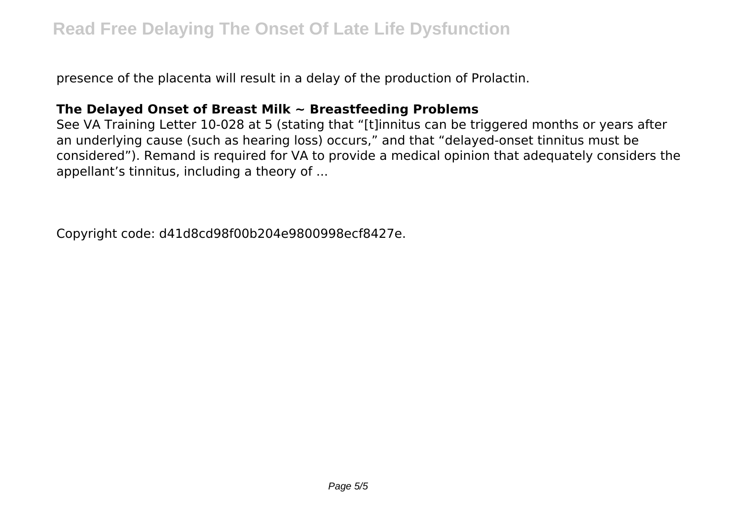presence of the placenta will result in a delay of the production of Prolactin.

**The Delayed Onset of Breast Milk ~ Breastfeeding Problems**

See VA Training Letter 10-028 at 5 (stating that "[t]innitus can be triggered months or years after an underlying cause (such as hearing loss) occurs," and that "delayed-onset tinnitus must be considered"). Remand is required for VA to provide a medical opinion that adequately considers the appellant's tinnitus, including a theory of ...

Copyright code: d41d8cd98f00b204e9800998ecf8427e.